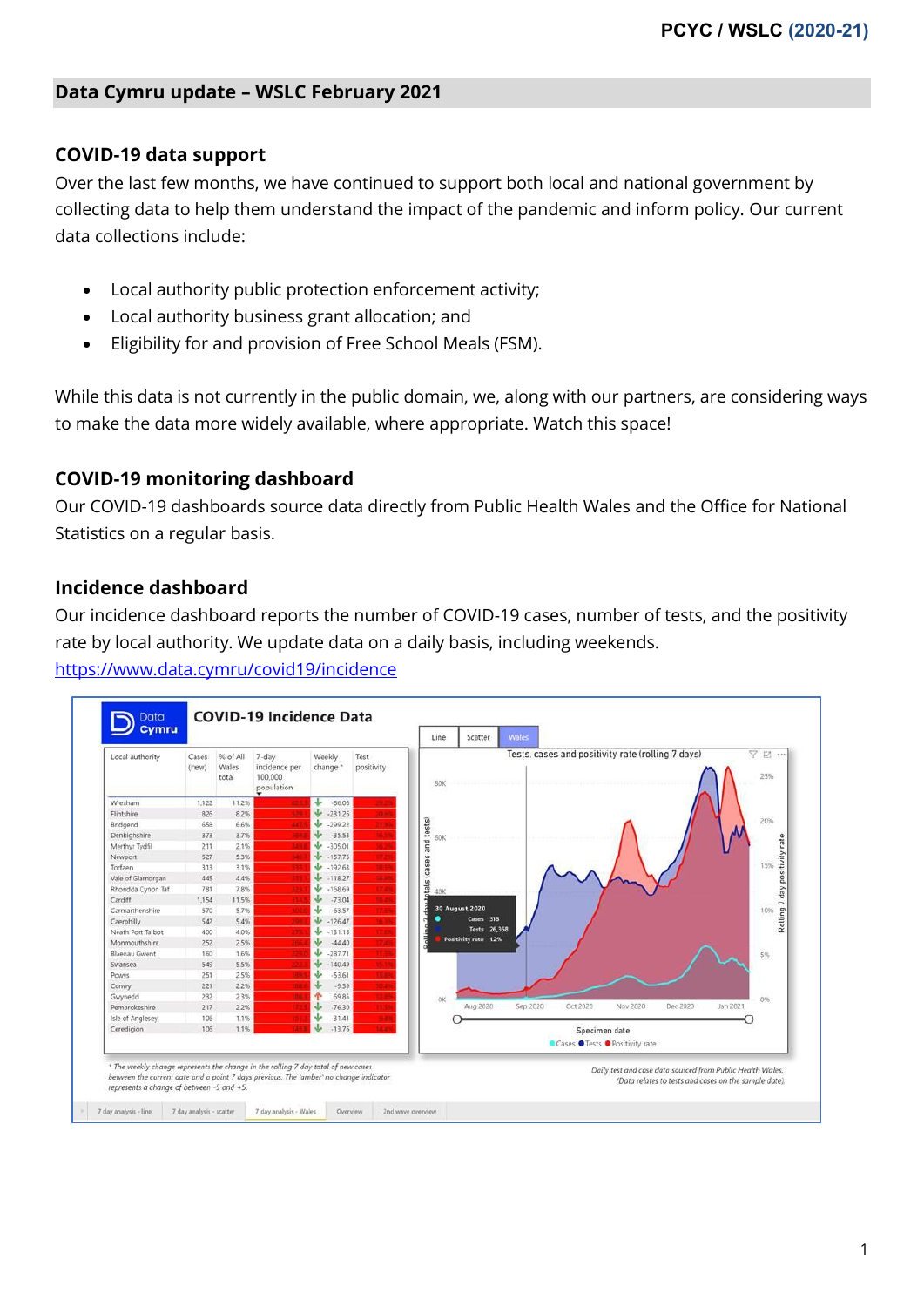## Data Cymru update – WSLC February 2021

### COVID-19 data support

Over the last few months, we have continued to support both local and national government by collecting data to help them understand the impact of the pandemic and inform policy. Our current data collections include:

- Local authority public protection enforcement activity;
- Local authority business grant allocation; and
- Eligibility for and provision of Free School Meals (FSM).

While this data is not currently in the public domain, we, along with our partners, are considering ways to make the data more widely available, where appropriate. Watch this space!

### COVID-19 monitoring dashboard

Our COVID-19 dashboards source data directly from Public Health Wales and the Office for National Statistics on a regular basis.

### Incidence dashboard

Our incidence dashboard reports the number of COVID-19 cases, number of tests, and the positivity rate by local authority. We update data on a daily basis, including weekends.
https://www.data.cymru/covid19/incidence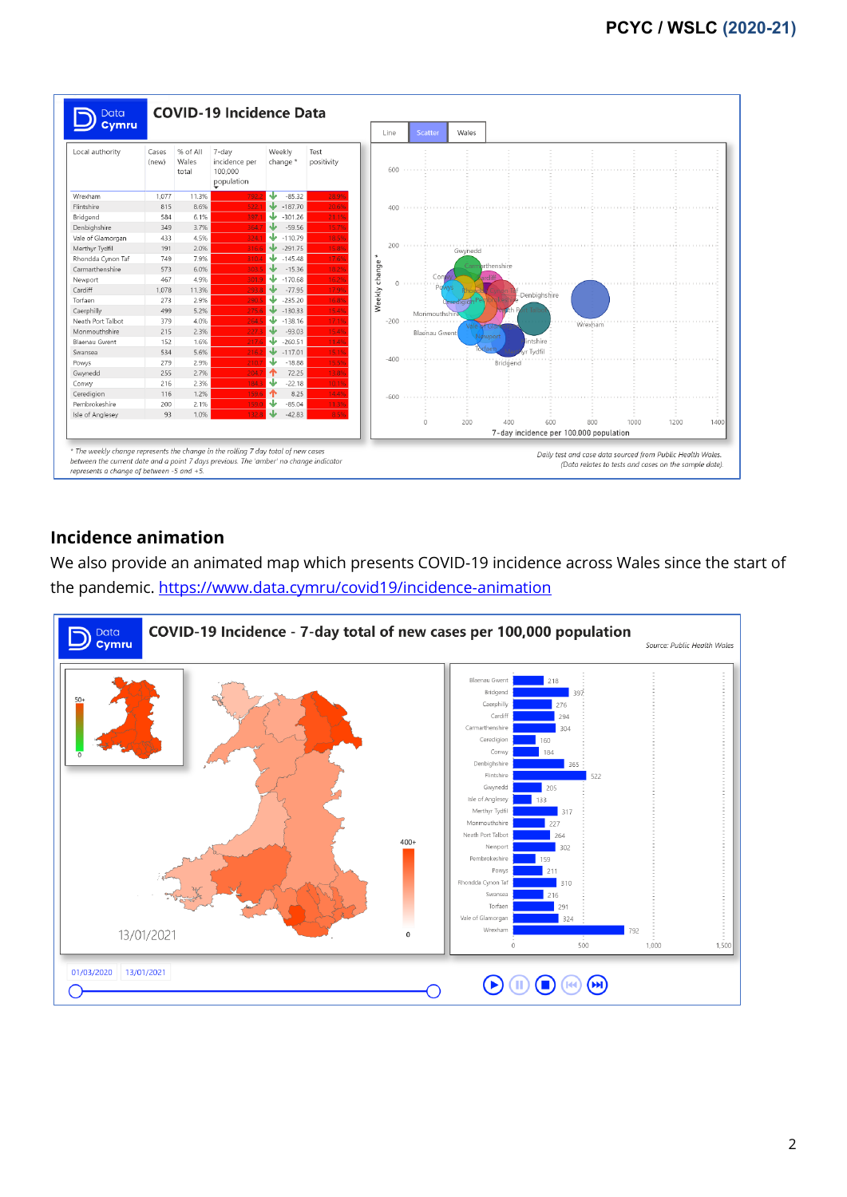## COVID-19 Incidence Data

| Local authority | Cases (new) | % of All Wales total | 7-day incidence per 100,000 population | Weekly change * | Test positivity |
|---|---|---|---|---|---|
| Wrexham | 1,077 | 11.3% | 792.2 | -85.32 | 26.5% |
| Flintshire | 815 | 8.6% | 522.1 | -187.70 | 20.6% |
| Bridgend | 584 | 6.1% | 397.1 | -301.26 | 21.1% |
| Denbighshire | 349 | 3.7% | 364.7 | -59.56 | 15.7% |
| Vale of Glamorgan | 433 | 4.5% | 324.1 | -110.79 | 18.5% |
| Merthyr Tydfil | 191 | 2.0% | 316.9 | -291.75 | 15.8% |
| Rhondda Cynon Taf | 749 | 7.9% | 310.4 | -145.48 | 17.6% |
| Carmarthenshire | 573 | 6.0% | 303.5 | -15.36 | 18.2% |
| Newport | 467 | 4.9% | 301.9 | -170.68 | 16.2% |
| Cardiff | 1,078 | 11.3% | 293.8 | -77.95 | 17.9% |
| Torfaen | 273 | 2.9% | 290.5 | -235.20 | 16.8% |
| Caerphilly | 499 | 5.2% | 275.6 | -130.33 | 15.4% |
| Neath Port Talbot | 379 | 4.0% | 264.5 | -138.16 | 17.1% |
| Monmouthshire | 215 | 2.3% | 227.3 | -93.03 | 15.4% |
| Blaenau Gwent | 152 | 1.6% | 217.6 | -260.51 | 13.4% |
| Swansea | 534 | 5.6% | 216.2 | -117.01 | 15.1% |
| Powys | 279 | 2.9% | 210.7 | -18.88 | 15.5% |
| Gwynedd | 255 | 2.7% | 204.7 | 72.25 | 13.8% |
| Conwy | 216 | 2.3% | 184.3 | -22.18 | 10.1% |
| Ceredigion | 116 | 1.2% | 159.5 | 8.25 | 14.4% |
| Pembrokeshire | 200 | 2.1% | 159.0 | -85.04 | 11.3% |
| Isle of Anglesey | 93 | 1.0% | 132.8 | -42.83 | 6.5% |

* The weekly change represents the change in the rolling 7 day total of new cases between the current date and a point 7 days previous. The 'amber' no change indicator represents a change of between -5 and +5.

Daily test and case data sourced from Public Health Wales. (Data relates to tests and cases on the sample date).

### Incidence animation

We also provide an animated map which presents COVID-19 incidence across Wales since the start of the pandemic. https://www.data.cymru/covid19/incidence-animation

COVID-19 Incidence - 7-day total of new cases per 100,000 population

Source: Public Health Wales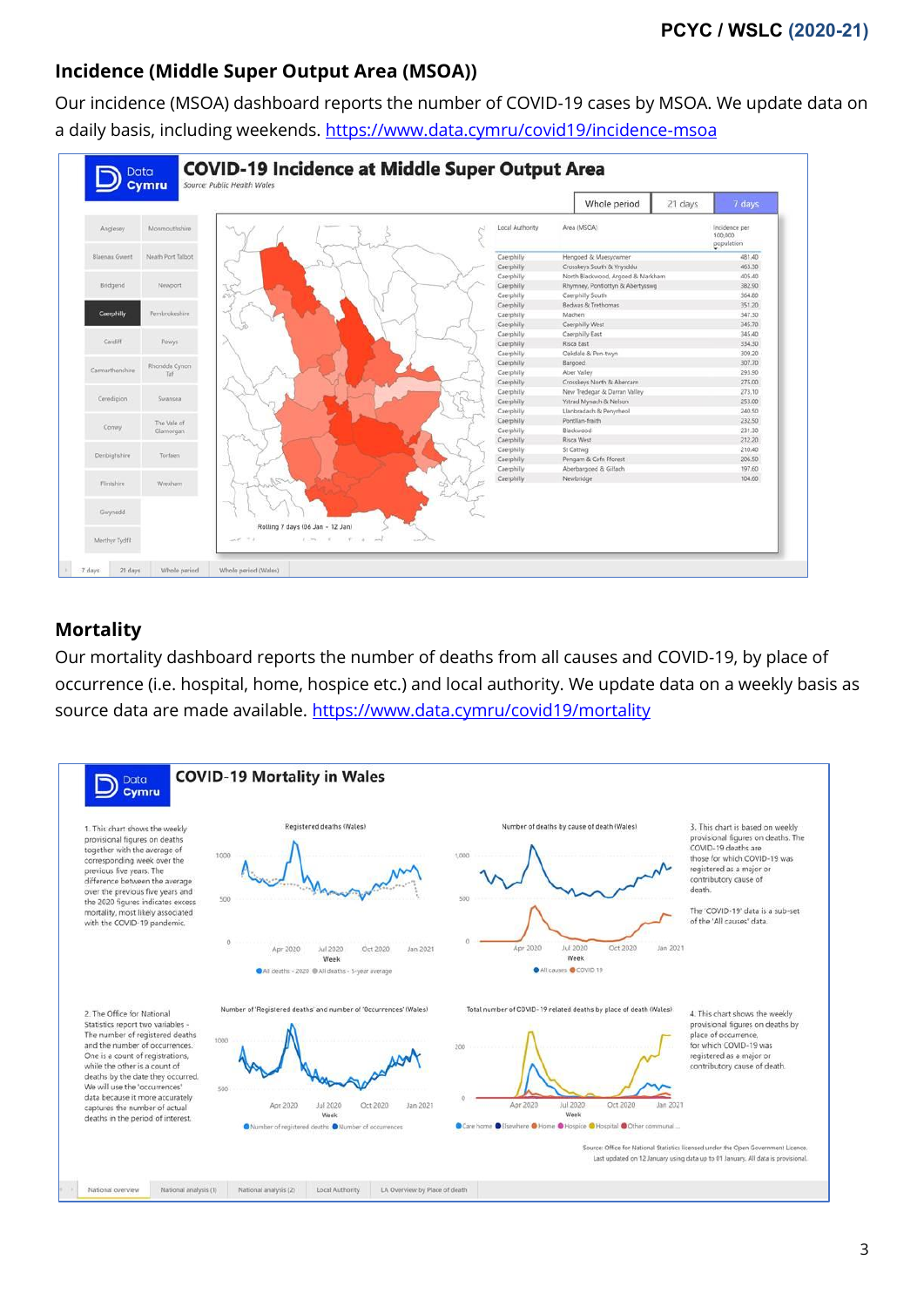## Incidence (Middle Super Output Area (MSOA))

Our incidence (MSOA) dashboard reports the number of COVID-19 cases by MSOA. We update data on a daily basis, including weekends. https://www.data.cymru/covid19/incidence-msoa

## Mortality

Our mortality dashboard reports the number of deaths from all causes and COVID-19, by place of occurrence (i.e. hospital, home, hospice etc.) and local authority. We update data on a weekly basis as source data are made available. https://www.data.cymru/covid19/mortality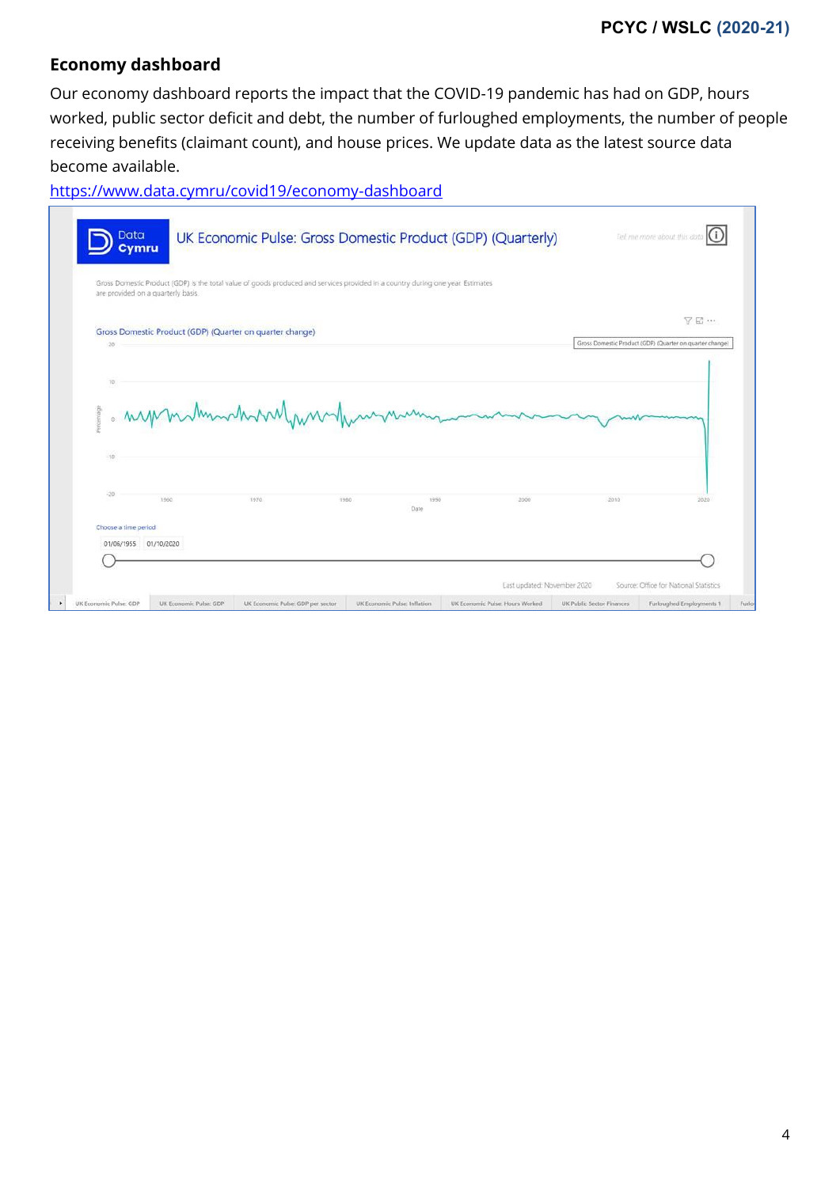## Economy dashboard

Our economy dashboard reports the impact that the COVID-19 pandemic has had on GDP, hours worked, public sector deficit and debt, the number of furloughed employments, the number of people receiving benefits (claimant count), and house prices. We update data as the latest source data become available.

https://www.data.cymru/covid19/economy-dashboard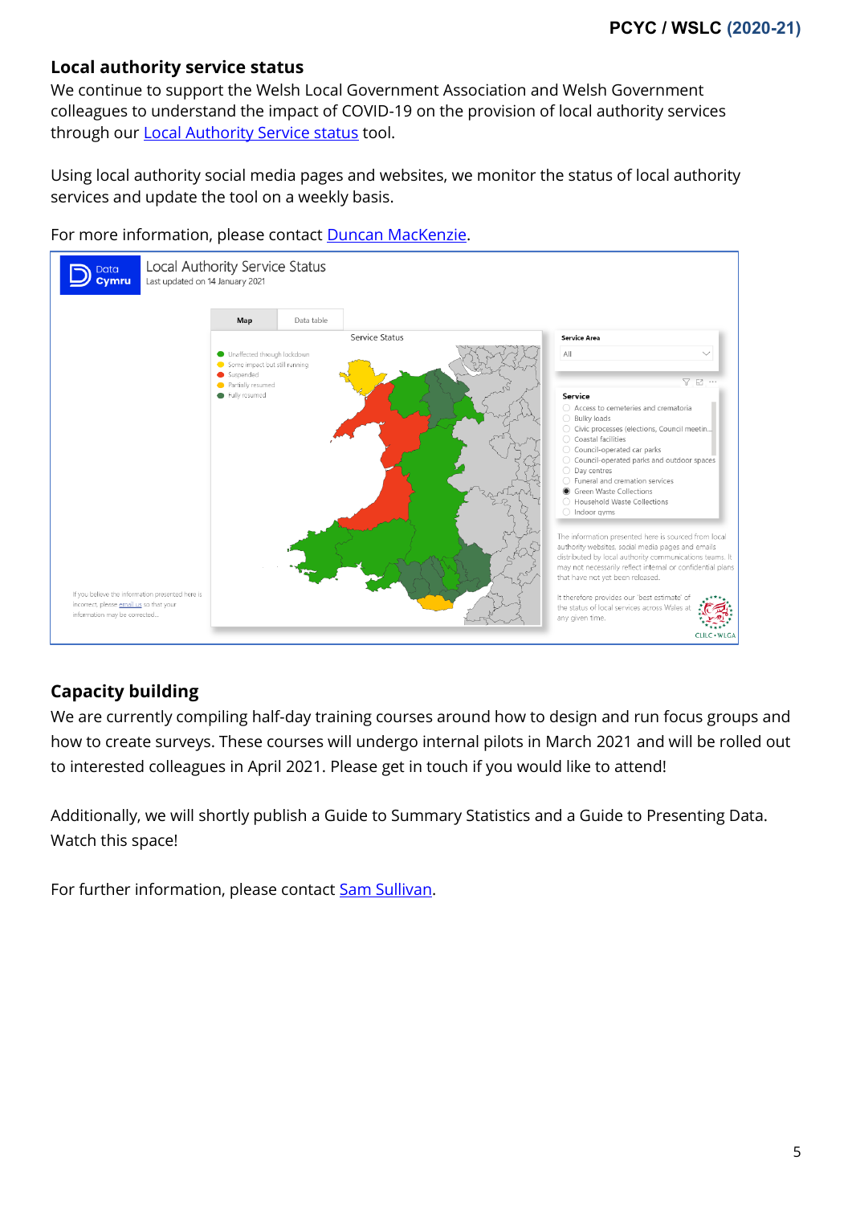## Local authority service status

We continue to support the Welsh Local Government Association and Welsh Government colleagues to understand the impact of COVID-19 on the provision of local authority services through our Local Authority Service status tool.

Using local authority social media pages and websites, we monitor the status of local authority services and update the tool on a weekly basis.

For more information, please contact Duncan MacKenzie.

## Capacity building

We are currently compiling half-day training courses around how to design and run focus groups and how to create surveys. These courses will undergo internal pilots in March 2021 and will be rolled out to interested colleagues in April 2021. Please get in touch if you would like to attend!

Additionally, we will shortly publish a Guide to Summary Statistics and a Guide to Presenting Data. Watch this space!

For further information, please contact Sam Sullivan.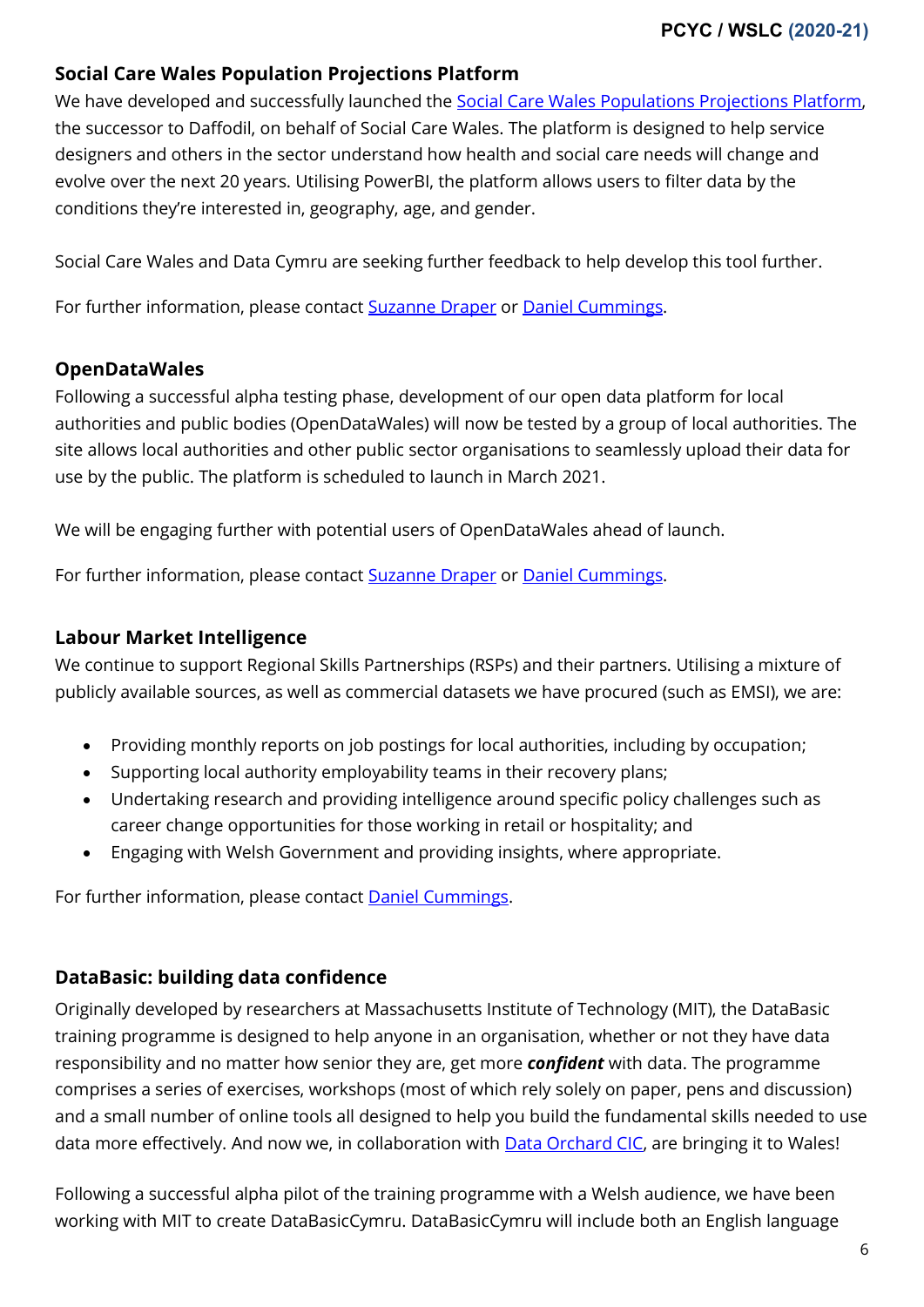## Social Care Wales Population Projections Platform

We have developed and successfully launched the Social Care Wales Populations Projections Platform, the successor to Daffodil, on behalf of Social Care Wales. The platform is designed to help service designers and others in the sector understand how health and social care needs will change and evolve over the next 20 years. Utilising PowerBI, the platform allows users to filter data by the conditions they're interested in, geography, age, and gender.

Social Care Wales and Data Cymru are seeking further feedback to help develop this tool further.

For further information, please contact Suzanne Draper or Daniel Cummings.

## OpenDataWales

Following a successful alpha testing phase, development of our open data platform for local authorities and public bodies (OpenDataWales) will now be tested by a group of local authorities. The site allows local authorities and other public sector organisations to seamlessly upload their data for use by the public. The platform is scheduled to launch in March 2021.

We will be engaging further with potential users of OpenDataWales ahead of launch.

For further information, please contact Suzanne Draper or Daniel Cummings.

## Labour Market Intelligence

We continue to support Regional Skills Partnerships (RSPs) and their partners. Utilising a mixture of publicly available sources, as well as commercial datasets we have procured (such as EMSI), we are:

- Providing monthly reports on job postings for local authorities, including by occupation;
- Supporting local authority employability teams in their recovery plans;
- Undertaking research and providing intelligence around specific policy challenges such as career change opportunities for those working in retail or hospitality; and
- Engaging with Welsh Government and providing insights, where appropriate.

For further information, please contact Daniel Cummings.

## DataBasic: building data confidence

Originally developed by researchers at Massachusetts Institute of Technology (MIT), the DataBasic training programme is designed to help anyone in an organisation, whether or not they have data responsibility and no matter how senior they are, get more ***confident*** with data. The programme comprises a series of exercises, workshops (most of which rely solely on paper, pens and discussion) and a small number of online tools all designed to help you build the fundamental skills needed to use data more effectively. And now we, in collaboration with Data Orchard CIC, are bringing it to Wales!

Following a successful alpha pilot of the training programme with a Welsh audience, we have been working with MIT to create DataBasicCymru. DataBasicCymru will include both an English language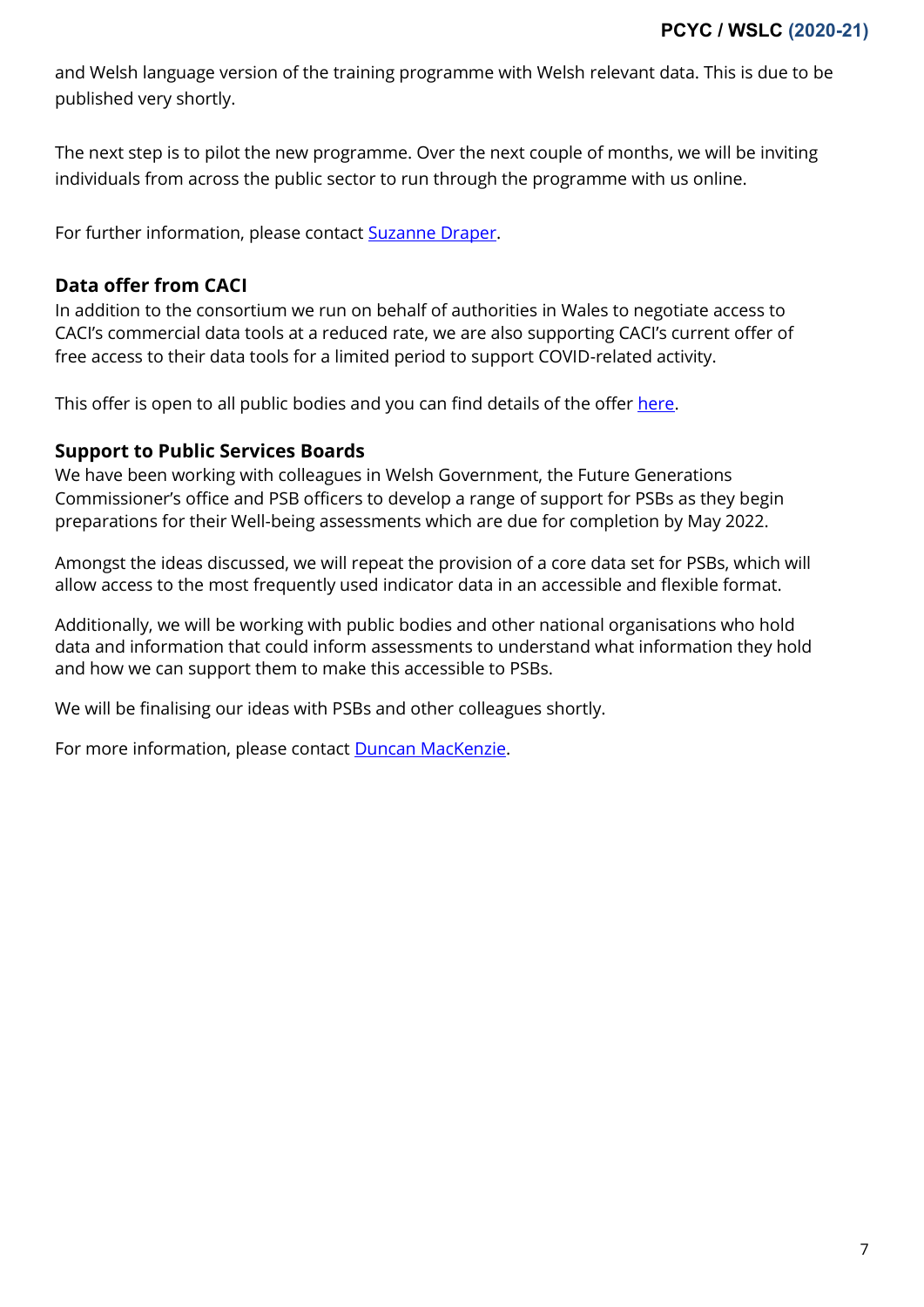and Welsh language version of the training programme with Welsh relevant data. This is due to be published very shortly.

The next step is to pilot the new programme. Over the next couple of months, we will be inviting individuals from across the public sector to run through the programme with us online.

For further information, please contact [Suzanne Draper].

### Data offer from CACI

In addition to the consortium we run on behalf of authorities in Wales to negotiate access to CACI's commercial data tools at a reduced rate, we are also supporting CACI's current offer of free access to their data tools for a limited period to support COVID-related activity.

This offer is open to all public bodies and you can find details of the offer [here].

### Support to Public Services Boards

We have been working with colleagues in Welsh Government, the Future Generations Commissioner's office and PSB officers to develop a range of support for PSBs as they begin preparations for their Well-being assessments which are due for completion by May 2022.

Amongst the ideas discussed, we will repeat the provision of a core data set for PSBs, which will allow access to the most frequently used indicator data in an accessible and flexible format.

Additionally, we will be working with public bodies and other national organisations who hold data and information that could inform assessments to understand what information they hold and how we can support them to make this accessible to PSBs.

We will be finalising our ideas with PSBs and other colleagues shortly.

For more information, please contact [Duncan MacKenzie].